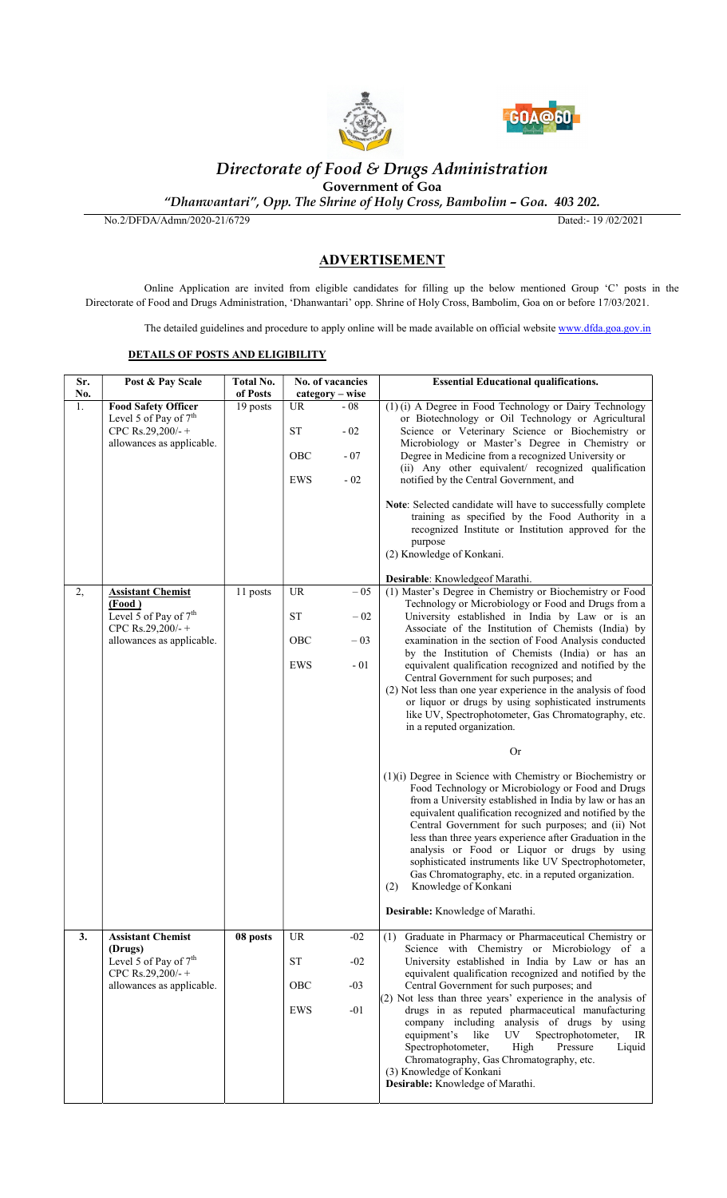# *Directorate of Food & Drugs Administration*

**Government of Goa**

*"Dhanwantari", Opp. The Shrine of Holy Cross, Bambolim – Goa. 403 202.*

No.2/DFDA/Admn/2020-21/6729 Dated:- 19 /02/2021

## ADVERTISEMENT

Online Application are invited from eligible candidates for filling up the below mentioned Group 'C' posts in the Directorate of Food and Drugs Administration, 'Dhanwantari' opp. Shrine of Holy Cross, Bambolim, Goa on or before 17/03/2021.

The detailed guidelines and procedure to apply online will be made available on official website www.dfda.goa.gov.in

### DETAILS OF POSTS AND ELIGIBILITY

| Sr. No. | Post & Pay Scale | Total No. of Posts | No. of vacancies category – wise | Essential Educational qualifications. |
|---|---|---|---|---|
| 1. | **Food Safety Officer** Level 5 of Pay of 7th CPC Rs.29,200/- + allowances as applicable. | 19 posts | UR - 08<br>ST - 02<br>OBC - 07<br>EWS - 02 | (1) (i) A Degree in Food Technology or Dairy Technology or Biotechnology or Oil Technology or Agricultural Science or Veterinary Science or Biochemistry or Microbiology or Master's Degree in Chemistry or Degree in Medicine from a recognized University or (ii) Any other equivalent/ recognized qualification notified by the Central Government, and<br><br>**Note**: Selected candidate will have to successfully complete training as specified by the Food Authority in a recognized Institute or Institution approved for the purpose<br>(2) Knowledge of Konkani.<br><br>**Desirable**: Knowledgeof Marathi. |
| 2, | **Assistant Chemist (Food )** Level 5 of Pay of 7th CPC Rs.29,200/- + allowances as applicable. | 11 posts | UR – 05<br>ST – 02<br>OBC – 03<br>EWS - 01 | (1) Master's Degree in Chemistry or Biochemistry or Food Technology or Microbiology or Food and Drugs from a University established in India by Law or is an Associate of the Institution of Chemists (India) by examination in the section of Food Analysis conducted by the Institution of Chemists (India) or has an equivalent qualification recognized and notified by the Central Government for such purposes; and<br>(2) Not less than one year experience in the analysis of food or liquor or drugs by using sophisticated instruments like UV, Spectrophotometer, Gas Chromatography, etc. in a reputed organization.<br><br>Or<br><br>(1)(i) Degree in Science with Chemistry or Biochemistry or Food Technology or Microbiology or Food and Drugs from a University established in India by law or has an equivalent qualification recognized and notified by the Central Government for such purposes; and (ii) Not less than three years experience after Graduation in the analysis or Food or Liquor or drugs by using sophisticated instruments like UV Spectrophotometer, Gas Chromatography, etc. in a reputed organization.<br>(2) Knowledge of Konkani<br><br>**Desirable:** Knowledge of Marathi. |
| **3.** | **Assistant Chemist (Drugs)** Level 5 of Pay of 7th CPC Rs.29,200/- + allowances as applicable. | **08 posts** | UR -02<br>ST -02<br>OBC -03<br>EWS -01 | (1) Graduate in Pharmacy or Pharmaceutical Chemistry or Science with Chemistry or Microbiology of a University established in India by Law or has an equivalent qualification recognized and notified by the Central Government for such purposes; and<br>(2) Not less than three years' experience in the analysis of drugs in as reputed pharmaceutical manufacturing company including analysis of drugs by using equipment's like UV Spectrophotometer, IR Spectrophotometer, High Pressure Liquid Chromatography, Gas Chromatography, etc.<br>(3) Knowledge of Konkani<br>**Desirable:** Knowledge of Marathi. |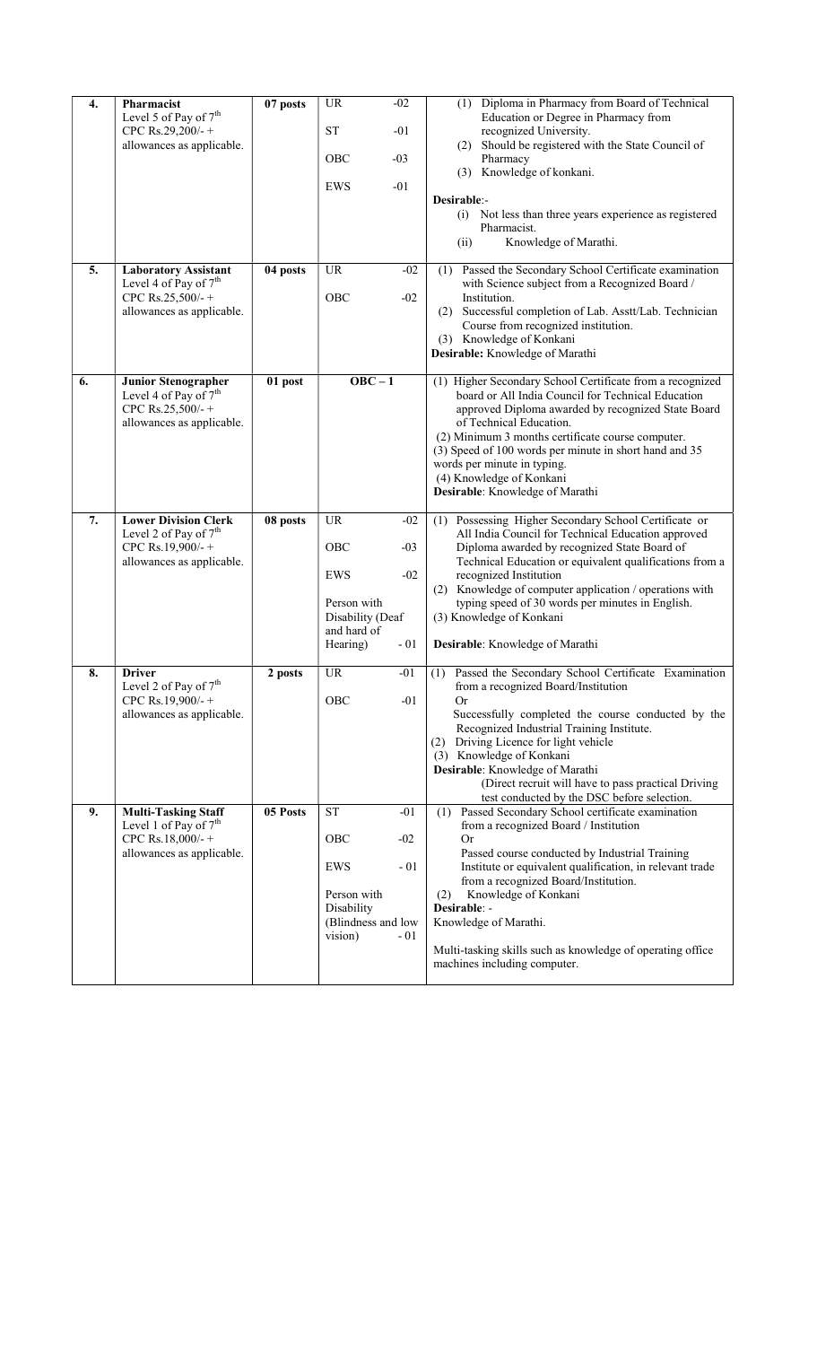| 4. | **Pharmacist** Level 5 of Pay of 7th CPC Rs.29,200/- + allowances as applicable. | 07 posts | UR -02<br>ST -01<br>OBC -03<br>EWS -01 | (1) Diploma in Pharmacy from Board of Technical Education or Degree in Pharmacy from recognized University.<br>(2) Should be registered with the State Council of Pharmacy<br>(3) Knowledge of konkani.<br>**Desirable**:-<br>(i) Not less than three years experience as registered Pharmacist.<br>(ii) Knowledge of Marathi. |
|---|---|---|---|---|
| 5. | **Laboratory Assistant** Level 4 of Pay of 7th CPC Rs.25,500/- + allowances as applicable. | 04 posts | UR -02<br>OBC -02 | (1) Passed the Secondary School Certificate examination with Science subject from a Recognized Board / Institution.<br>(2) Successful completion of Lab. Asstt/Lab. Technician Course from recognized institution.<br>(3) Knowledge of Konkani<br>**Desirable:** Knowledge of Marathi |
| 6. | **Junior Stenographer** Level 4 of Pay of 7th CPC Rs.25,500/- + allowances as applicable. | 01 post | OBC – 1 | (1) Higher Secondary School Certificate from a recognized board or All India Council for Technical Education approved Diploma awarded by recognized State Board of Technical Education.<br>(2) Minimum 3 months certificate course computer.<br>(3) Speed of 100 words per minute in short hand and 35 words per minute in typing.<br>(4) Knowledge of Konkani<br>**Desirable**: Knowledge of Marathi |
| 7. | **Lower Division Clerk** Level 2 of Pay of 7th CPC Rs.19,900/- + allowances as applicable. | 08 posts | UR -02<br>OBC -03<br>EWS -02<br>Person with Disability (Deaf and hard of Hearing) - 01 | (1) Possessing Higher Secondary School Certificate or All India Council for Technical Education approved Diploma awarded by recognized State Board of Technical Education or equivalent qualifications from a recognized Institution<br>(2) Knowledge of computer application / operations with typing speed of 30 words per minutes in English.<br>(3) Knowledge of Konkani<br>**Desirable**: Knowledge of Marathi |
| 8. | **Driver** Level 2 of Pay of 7th CPC Rs.19,900/- + allowances as applicable. | 2 posts | UR -01<br>OBC -01 | (1) Passed the Secondary School Certificate Examination from a recognized Board/Institution<br>Or<br>Successfully completed the course conducted by the Recognized Industrial Training Institute.<br>(2) Driving Licence for light vehicle<br>(3) Knowledge of Konkani<br>**Desirable**: Knowledge of Marathi<br>(Direct recruit will have to pass practical Driving test conducted by the DSC before selection. |
| 9. | **Multi-Tasking Staff** Level 1 of Pay of 7th CPC Rs.18,000/- + allowances as applicable. | 05 Posts | ST -01<br>OBC -02<br>EWS - 01<br>Person with Disability (Blindness and low vision) - 01 | (1) Passed Secondary School certificate examination from a recognized Board / Institution<br>Or<br>Passed course conducted by Industrial Training Institute or equivalent qualification, in relevant trade from a recognized Board/Institution.<br>(2) Knowledge of Konkani<br>**Desirable**: -<br>Knowledge of Marathi.<br>Multi-tasking skills such as knowledge of operating office machines including computer. |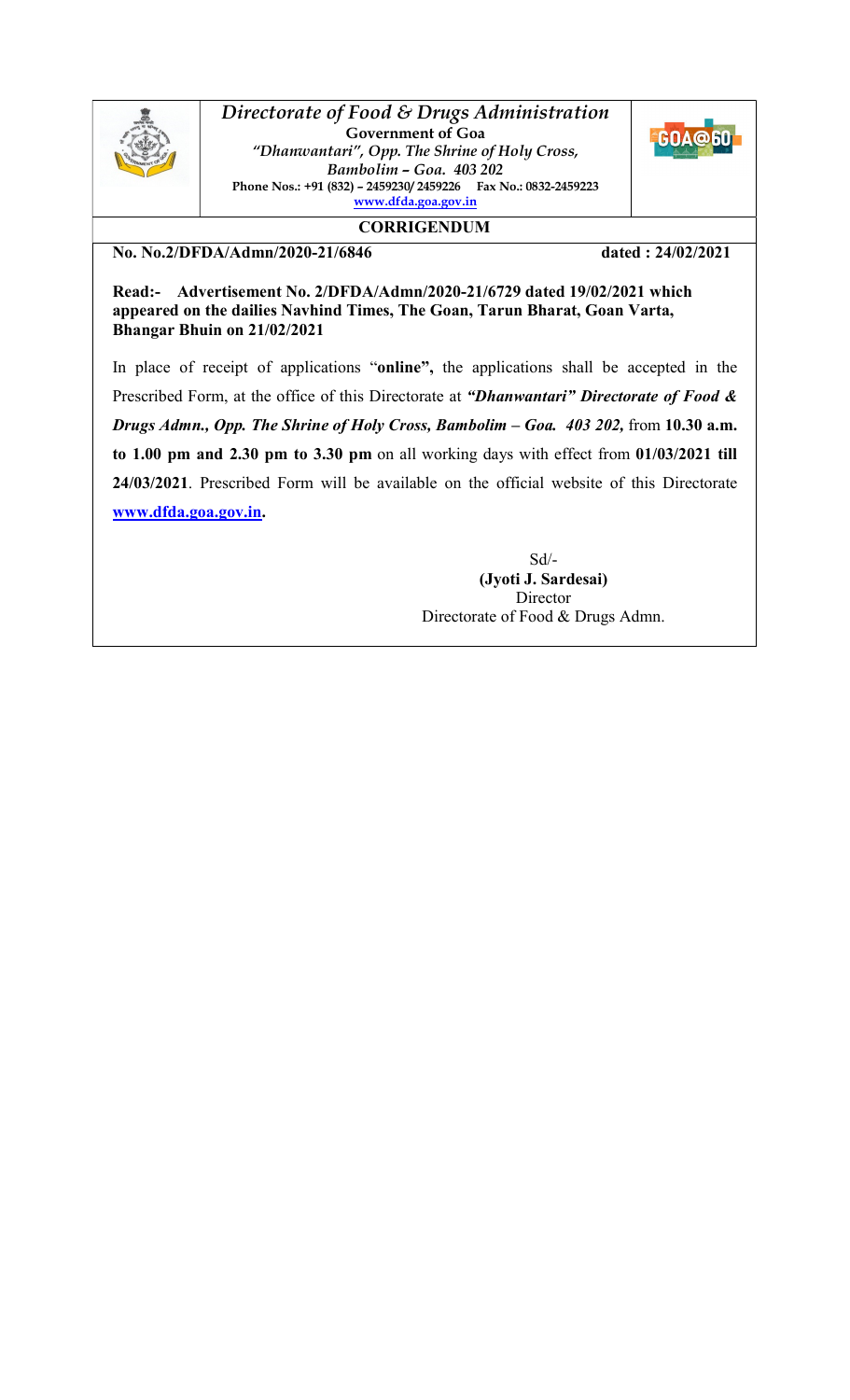# *Directorate of Food & Drugs Administration*

**Government of Goa**

*"Dhanwantari", Opp. The Shrine of Holy Cross,*

*Bambolim – Goa. 403 202*

**Phone Nos.: +91 (832) – 2459230/ 2459226 Fax No.: 0832-2459223**

www.dfda.goa.gov.in

## CORRIGENDUM

**No. No.2/DFDA/Admn/2020-21/6846** **dated : 24/02/2021**

**Read:- Advertisement No. 2/DFDA/Admn/2020-21/6729 dated 19/02/2021 which appeared on the dailies Navhind Times, The Goan, Tarun Bharat, Goan Varta, Bhangar Bhuin on 21/02/2021**

In place of receipt of applications "**online",** the applications shall be accepted in the Prescribed Form, at the office of this Directorate at ***"Dhanwantari" Directorate of Food & Drugs Admn., Opp. The Shrine of Holy Cross, Bambolim – Goa. 403 202,*** from **10.30 a.m. to 1.00 pm and 2.30 pm to 3.30 pm** on all working days with effect from **01/03/2021 till 24/03/2021**. Prescribed Form will be available on the official website of this Directorate **www.dfda.goa.gov.in.**

Sd/-

**(Jyoti J. Sardesai)**

Director

Directorate of Food & Drugs Admn.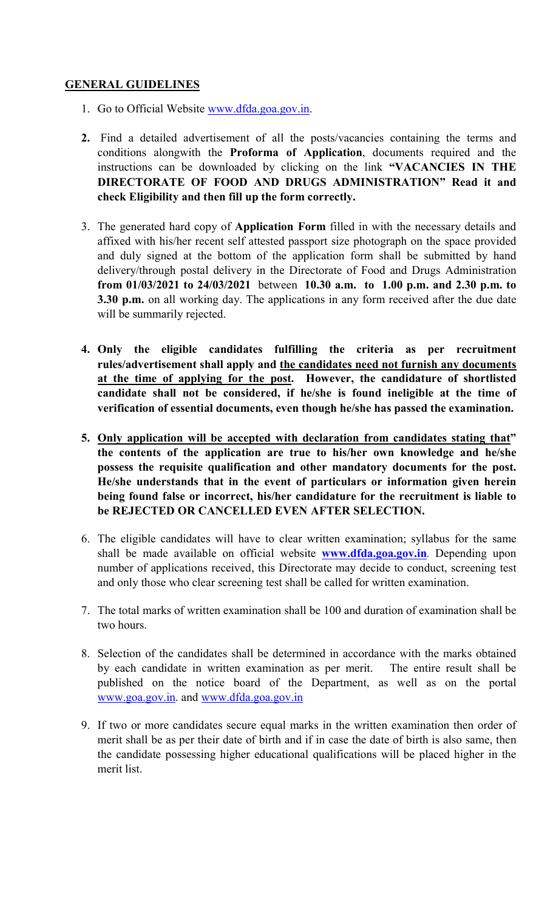## GENERAL GUIDELINES

1. Go to Official Website www.dfda.goa.gov.in.

2. Find a detailed advertisement of all the posts/vacancies containing the terms and conditions alongwith the **Proforma of Application**, documents required and the instructions can be downloaded by clicking on the link **"VACANCIES IN THE DIRECTORATE OF FOOD AND DRUGS ADMINISTRATION" Read it and check Eligibility and then fill up the form correctly.**

3. The generated hard copy of **Application Form** filled in with the necessary details and affixed with his/her recent self attested passport size photograph on the space provided and duly signed at the bottom of the application form shall be submitted by hand delivery/through postal delivery in the Directorate of Food and Drugs Administration **from 01/03/2021 to 24/03/2021** between **10.30 a.m. to 1.00 p.m. and 2.30 p.m. to 3.30 p.m.** on all working day. The applications in any form received after the due date will be summarily rejected.

4. **Only the eligible candidates fulfilling the criteria as per recruitment rules/advertisement shall apply and <u>the candidates need not furnish any documents at the time of applying for the post</u>. However, the candidature of shortlisted candidate shall not be considered, if he/she is found ineligible at the time of verification of essential documents, even though he/she has passed the examination.**

5. **<u>Only application will be accepted with declaration from candidates stating that</u>" the contents of the application are true to his/her own knowledge and he/she possess the requisite qualification and other mandatory documents for the post. He/she understands that in the event of particulars or information given herein being found false or incorrect, his/her candidature for the recruitment is liable to be REJECTED OR CANCELLED EVEN AFTER SELECTION.**

6. The eligible candidates will have to clear written examination; syllabus for the same shall be made available on official website **www.dfda.goa.gov.in**. Depending upon number of applications received, this Directorate may decide to conduct, screening test and only those who clear screening test shall be called for written examination.

7. The total marks of written examination shall be 100 and duration of examination shall be two hours.

8. Selection of the candidates shall be determined in accordance with the marks obtained by each candidate in written examination as per merit. The entire result shall be published on the notice board of the Department, as well as on the portal www.goa.gov.in. and www.dfda.goa.gov.in

9. If two or more candidates secure equal marks in the written examination then order of merit shall be as per their date of birth and if in case the date of birth is also same, then the candidate possessing higher educational qualifications will be placed higher in the merit list.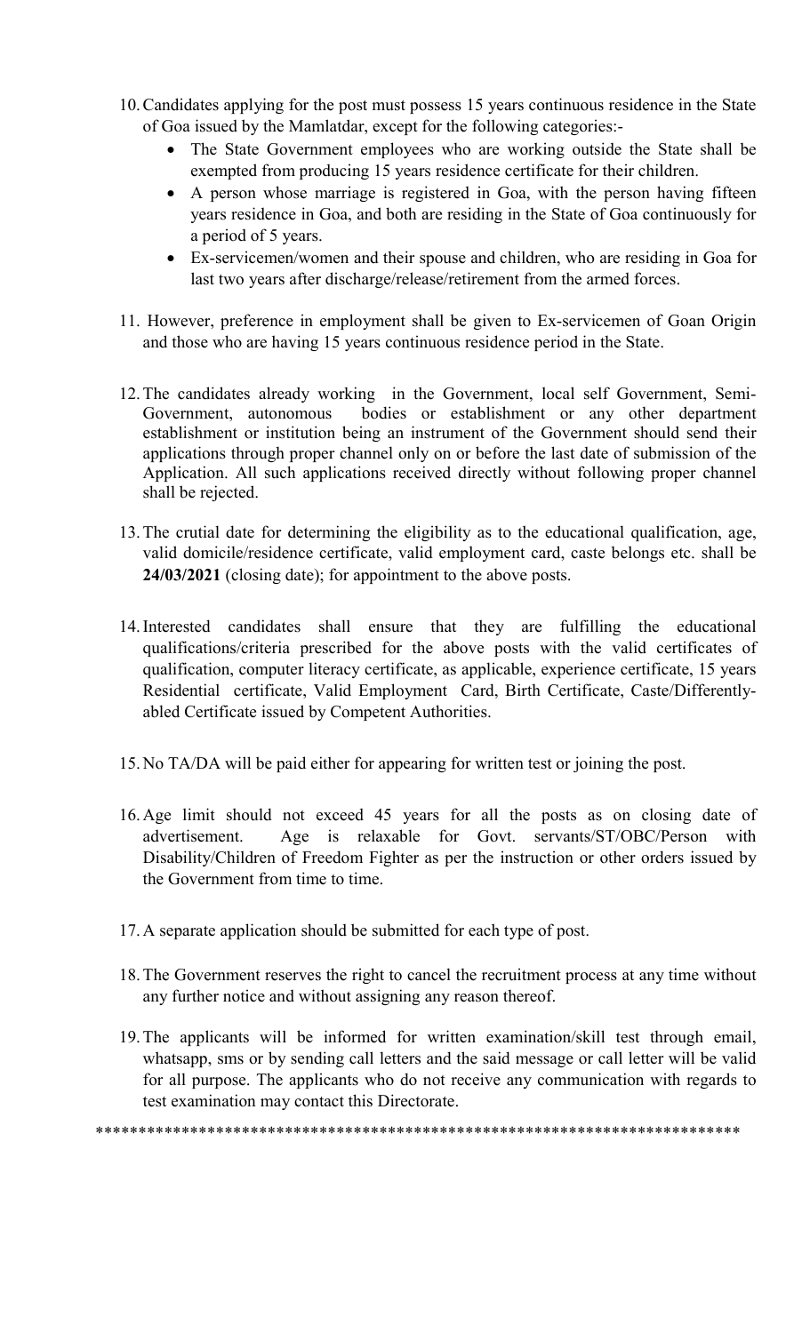10. Candidates applying for the post must possess 15 years continuous residence in the State of Goa issued by the Mamlatdar, except for the following categories:-
    - The State Government employees who are working outside the State shall be exempted from producing 15 years residence certificate for their children.
    - A person whose marriage is registered in Goa, with the person having fifteen years residence in Goa, and both are residing in the State of Goa continuously for a period of 5 years.
    - Ex-servicemen/women and their spouse and children, who are residing in Goa for last two years after discharge/release/retirement from the armed forces.

11. However, preference in employment shall be given to Ex-servicemen of Goan Origin and those who are having 15 years continuous residence period in the State.

12. The candidates already working in the Government, local self Government, Semi-Government, autonomous bodies or establishment or any other department establishment or institution being an instrument of the Government should send their applications through proper channel only on or before the last date of submission of the Application. All such applications received directly without following proper channel shall be rejected.

13. The crutial date for determining the eligibility as to the educational qualification, age, valid domicile/residence certificate, valid employment card, caste belongs etc. shall be **24/03/2021** (closing date); for appointment to the above posts.

14. Interested candidates shall ensure that they are fulfilling the educational qualifications/criteria prescribed for the above posts with the valid certificates of qualification, computer literacy certificate, as applicable, experience certificate, 15 years Residential certificate, Valid Employment Card, Birth Certificate, Caste/Differently-abled Certificate issued by Competent Authorities.

15. No TA/DA will be paid either for appearing for written test or joining the post.

16. Age limit should not exceed 45 years for all the posts as on closing date of advertisement. Age is relaxable for Govt. servants/ST/OBC/Person with Disability/Children of Freedom Fighter as per the instruction or other orders issued by the Government from time to time.

17. A separate application should be submitted for each type of post.

18. The Government reserves the right to cancel the recruitment process at any time without any further notice and without assigning any reason thereof.

19. The applicants will be informed for written examination/skill test through email, whatsapp, sms or by sending call letters and the said message or call letter will be valid for all purpose. The applicants who do not receive any communication with regards to test examination may contact this Directorate.

\*\*\*\*\*\*\*\*\*\*\*\*\*\*\*\*\*\*\*\*\*\*\*\*\*\*\*\*\*\*\*\*\*\*\*\*\*\*\*\*\*\*\*\*\*\*\*\*\*\*\*\*\*\*\*\*\*\*\*\*\*\*\*\*\*\*\*\*\*\*\*\*\*\*\*\*\*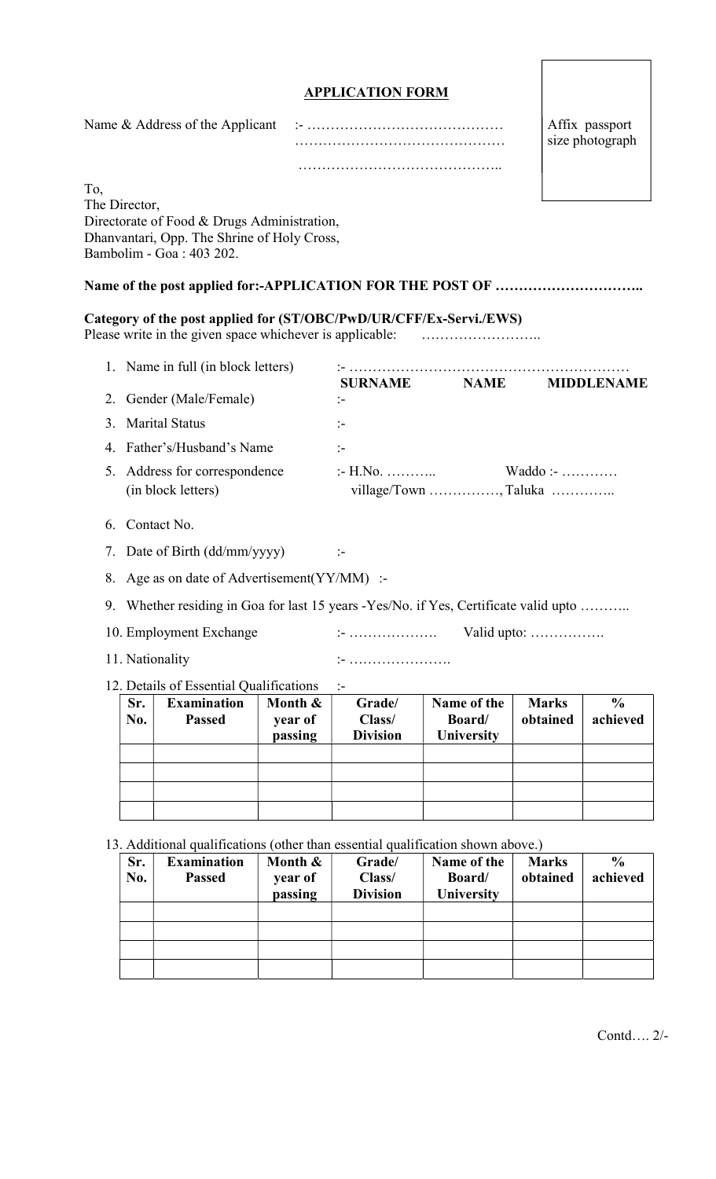## APPLICATION FORM

Name & Address of the Applicant :- ……………………………………
………………………………………
……………………………………..

Affix passport size photograph

To,
The Director,
Directorate of Food & Drugs Administration,
Dhanvantari, Opp. The Shrine of Holy Cross,
Bambolim - Goa : 403 202.

**Name of the post applied for:-APPLICATION FOR THE POST OF …………………………..**

**Category of the post applied for (ST/OBC/PwD/UR/CFF/Ex-Servi./EWS)**
Please write in the given space whichever is applicable: ……………………..

1. Name in full (in block letters) :- ……………………………………………………
   **SURNAME NAME MIDDLENAME**
2. Gender (Male/Female) :-
3. Marital Status :-
4. Father's/Husband's Name :-
5. Address for correspondence (in block letters) :- H.No. ……….. Waddo :- …………
   village/Town ……………, Taluka …………..
6. Contact No.
7. Date of Birth (dd/mm/yyyy) :-
8. Age as on date of Advertisement(YY/MM) :-
9. Whether residing in Goa for last 15 years -Yes/No. if Yes, Certificate valid upto ………..
10. Employment Exchange :- ………………. Valid upto: …………….
11. Nationality :- ………………….
12. Details of Essential Qualifications :-

| Sr. No. | Examination Passed | Month & year of passing | Grade/ Class/ Division | Name of the Board/ University | Marks obtained | % achieved |
|---|---|---|---|---|---|---|
| | | | | | | |
| | | | | | | |
| | | | | | | |
| | | | | | | |

13. Additional qualifications (other than essential qualification shown above.)

| Sr. No. | Examination Passed | Month & year of passing | Grade/ Class/ Division | Name of the Board/ University | Marks obtained | % achieved |
|---|---|---|---|---|---|---|
| | | | | | | |
| | | | | | | |
| | | | | | | |
| | | | | | | |

Contd…. 2/-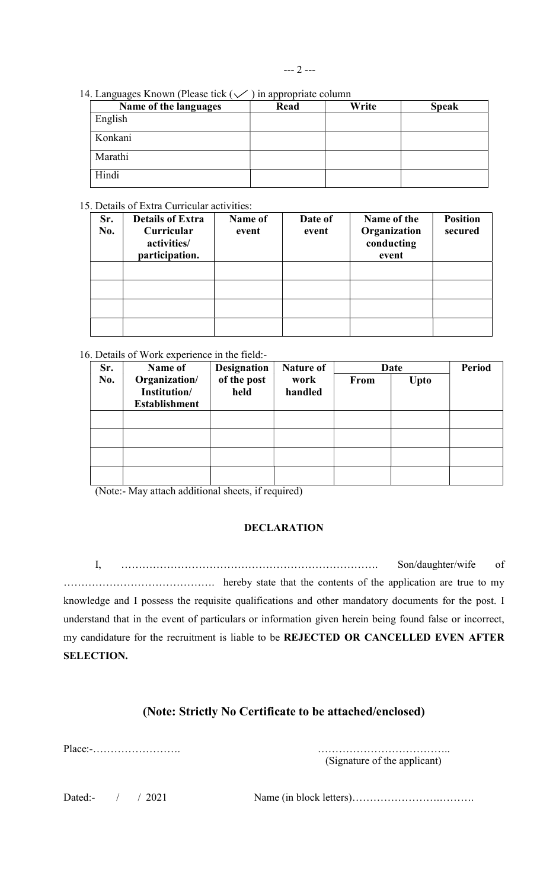14. Languages Known (Please tick (✓) in appropriate column

| Name of the languages | Read | Write | Speak |
|---|---|---|---|
| English | | | |
| Konkani | | | |
| Marathi | | | |
| Hindi | | | |

15. Details of Extra Curricular activities:

| Sr. No. | Details of Extra Curricular activities/ participation. | Name of event | Date of event | Name of the Organization conducting event | Position secured |
|---|---|---|---|---|---|
| | | | | | |
| | | | | | |
| | | | | | |
| | | | | | |

16. Details of Work experience in the field:-

| Sr. No. | Name of Organization/ Institution/ Establishment | Designation of the post held | Nature of work handled | Date | | Period |
|---|---|---|---|---|---|---|
| | | | | From | Upto | |
| | | | | | | |
| | | | | | | |
| | | | | | | |
| | | | | | | |

(Note:- May attach additional sheets, if required)

**DECLARATION**

I, ………………………………………………………………. Son/daughter/wife of ……………………………………. hereby state that the contents of the application are true to my knowledge and I possess the requisite qualifications and other mandatory documents for the post. I understand that in the event of particulars or information given herein being found false or incorrect, my candidature for the recruitment is liable to be **REJECTED OR CANCELLED EVEN AFTER SELECTION.**

## (Note: Strictly No Certificate to be attached/enclosed)

Place:-…………………….

……………………………….. (Signature of the applicant)

Dated:- / / 2021

Name (in block letters)……………………….……….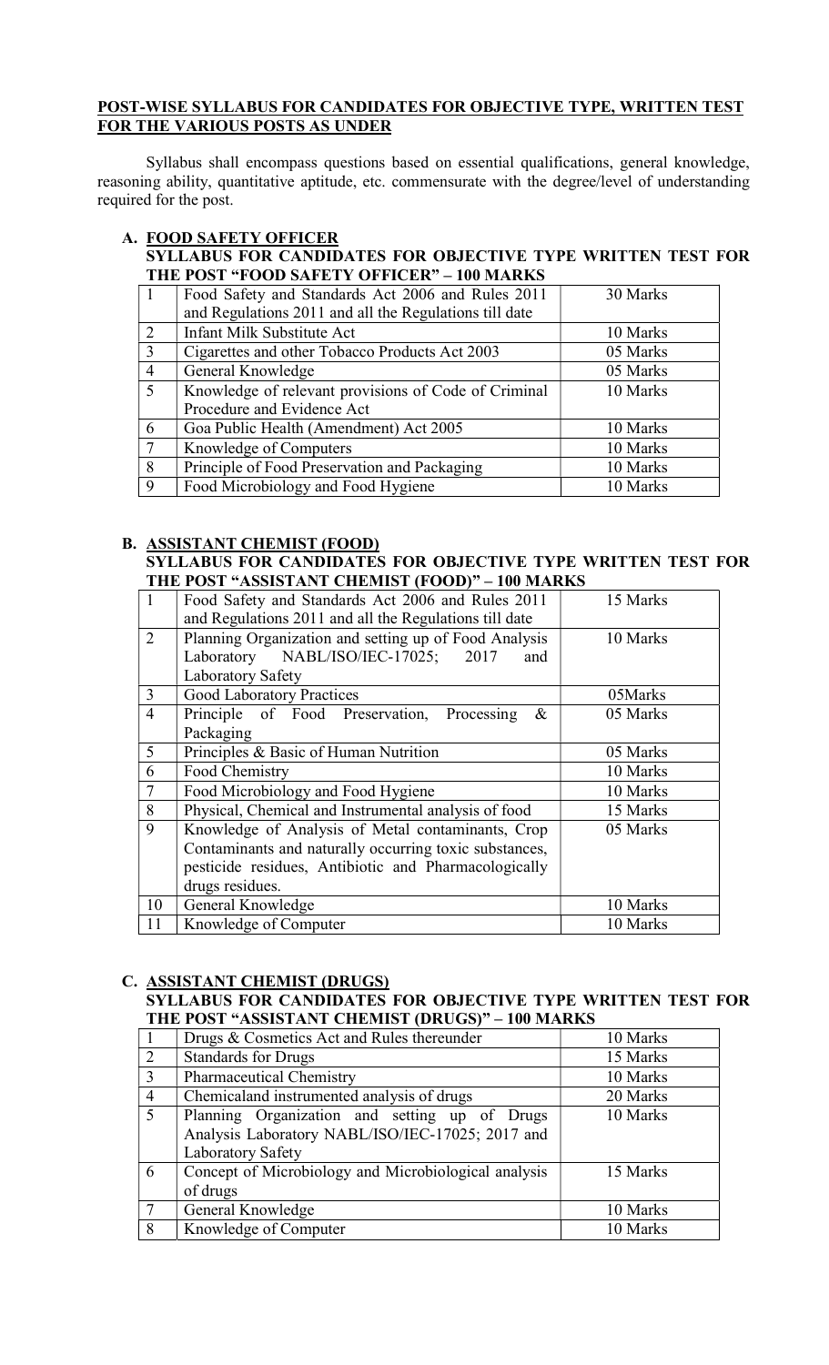**POST-WISE SYLLABUS FOR CANDIDATES FOR OBJECTIVE TYPE, WRITTEN TEST FOR THE VARIOUS POSTS AS UNDER**

Syllabus shall encompass questions based on essential qualifications, general knowledge, reasoning ability, quantitative aptitude, etc. commensurate with the degree/level of understanding required for the post.

**A. FOOD SAFETY OFFICER**

**SYLLABUS FOR CANDIDATES FOR OBJECTIVE TYPE WRITTEN TEST FOR THE POST "FOOD SAFETY OFFICER" – 100 MARKS**

| | | |
|---|---|---|
| 1 | Food Safety and Standards Act 2006 and Rules 2011 and Regulations 2011 and all the Regulations till date | 30 Marks |
| 2 | Infant Milk Substitute Act | 10 Marks |
| 3 | Cigarettes and other Tobacco Products Act 2003 | 05 Marks |
| 4 | General Knowledge | 05 Marks |
| 5 | Knowledge of relevant provisions of Code of Criminal Procedure and Evidence Act | 10 Marks |
| 6 | Goa Public Health (Amendment) Act 2005 | 10 Marks |
| 7 | Knowledge of Computers | 10 Marks |
| 8 | Principle of Food Preservation and Packaging | 10 Marks |
| 9 | Food Microbiology and Food Hygiene | 10 Marks |

**B. ASSISTANT CHEMIST (FOOD)**

**SYLLABUS FOR CANDIDATES FOR OBJECTIVE TYPE WRITTEN TEST FOR THE POST "ASSISTANT CHEMIST (FOOD)" – 100 MARKS**

| | | |
|---|---|---|
| 1 | Food Safety and Standards Act 2006 and Rules 2011 and Regulations 2011 and all the Regulations till date | 15 Marks |
| 2 | Planning Organization and setting up of Food Analysis Laboratory NABL/ISO/IEC-17025; 2017 and Laboratory Safety | 10 Marks |
| 3 | Good Laboratory Practices | 05Marks |
| 4 | Principle of Food Preservation, Processing & Packaging | 05 Marks |
| 5 | Principles & Basic of Human Nutrition | 05 Marks |
| 6 | Food Chemistry | 10 Marks |
| 7 | Food Microbiology and Food Hygiene | 10 Marks |
| 8 | Physical, Chemical and Instrumental analysis of food | 15 Marks |
| 9 | Knowledge of Analysis of Metal contaminants, Crop Contaminants and naturally occurring toxic substances, pesticide residues, Antibiotic and Pharmacologically drugs residues. | 05 Marks |
| 10 | General Knowledge | 10 Marks |
| 11 | Knowledge of Computer | 10 Marks |

**C. ASSISTANT CHEMIST (DRUGS)**

**SYLLABUS FOR CANDIDATES FOR OBJECTIVE TYPE WRITTEN TEST FOR THE POST "ASSISTANT CHEMIST (DRUGS)" – 100 MARKS**

| | | |
|---|---|---|
| 1 | Drugs & Cosmetics Act and Rules thereunder | 10 Marks |
| 2 | Standards for Drugs | 15 Marks |
| 3 | Pharmaceutical Chemistry | 10 Marks |
| 4 | Chemicaland instrumented analysis of drugs | 20 Marks |
| 5 | Planning Organization and setting up of Drugs Analysis Laboratory NABL/ISO/IEC-17025; 2017 and Laboratory Safety | 10 Marks |
| 6 | Concept of Microbiology and Microbiological analysis of drugs | 15 Marks |
| 7 | General Knowledge | 10 Marks |
| 8 | Knowledge of Computer | 10 Marks |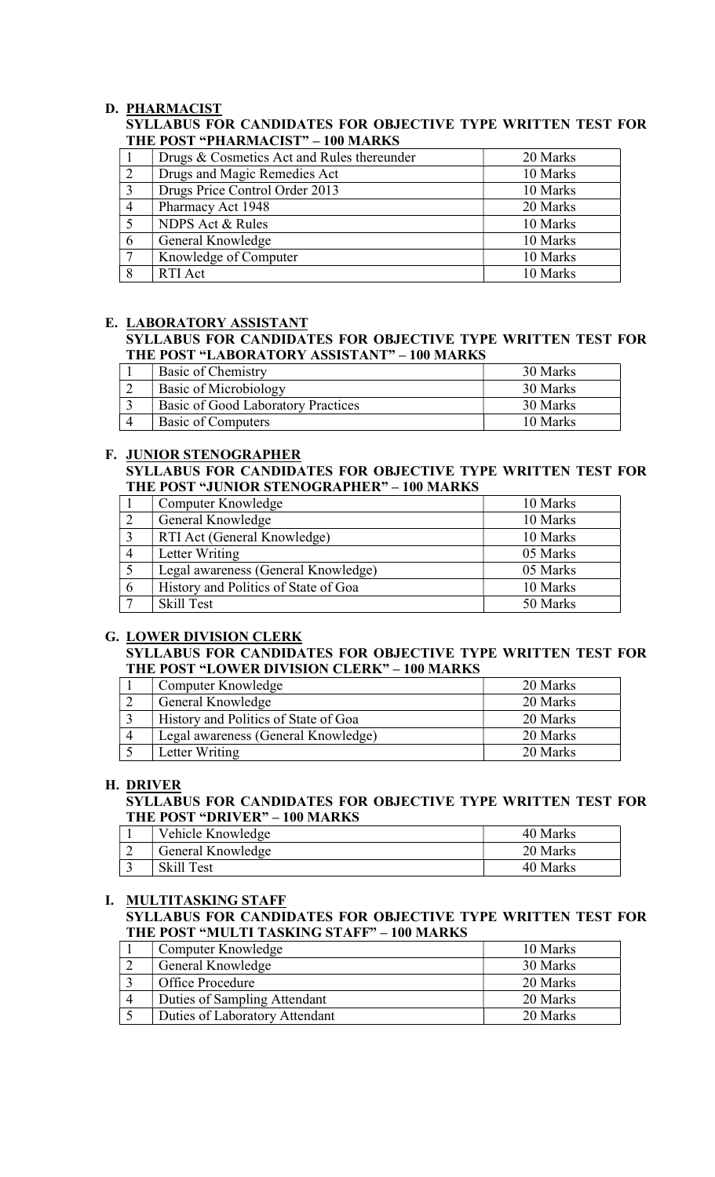## D. PHARMACIST

**SYLLABUS FOR CANDIDATES FOR OBJECTIVE TYPE WRITTEN TEST FOR THE POST "PHARMACIST" – 100 MARKS**

| | | |
|---|---|---|
| 1 | Drugs & Cosmetics Act and Rules thereunder | 20 Marks |
| 2 | Drugs and Magic Remedies Act | 10 Marks |
| 3 | Drugs Price Control Order 2013 | 10 Marks |
| 4 | Pharmacy Act 1948 | 20 Marks |
| 5 | NDPS Act & Rules | 10 Marks |
| 6 | General Knowledge | 10 Marks |
| 7 | Knowledge of Computer | 10 Marks |
| 8 | RTI Act | 10 Marks |

## E. LABORATORY ASSISTANT

**SYLLABUS FOR CANDIDATES FOR OBJECTIVE TYPE WRITTEN TEST FOR THE POST "LABORATORY ASSISTANT" – 100 MARKS**

| | | |
|---|---|---|
| 1 | Basic of Chemistry | 30 Marks |
| 2 | Basic of Microbiology | 30 Marks |
| 3 | Basic of Good Laboratory Practices | 30 Marks |
| 4 | Basic of Computers | 10 Marks |

## F. JUNIOR STENOGRAPHER

**SYLLABUS FOR CANDIDATES FOR OBJECTIVE TYPE WRITTEN TEST FOR THE POST "JUNIOR STENOGRAPHER" – 100 MARKS**

| | | |
|---|---|---|
| 1 | Computer Knowledge | 10 Marks |
| 2 | General Knowledge | 10 Marks |
| 3 | RTI Act (General Knowledge) | 10 Marks |
| 4 | Letter Writing | 05 Marks |
| 5 | Legal awareness (General Knowledge) | 05 Marks |
| 6 | History and Politics of State of Goa | 10 Marks |
| 7 | Skill Test | 50 Marks |

## G. LOWER DIVISION CLERK

**SYLLABUS FOR CANDIDATES FOR OBJECTIVE TYPE WRITTEN TEST FOR THE POST "LOWER DIVISION CLERK" – 100 MARKS**

| | | |
|---|---|---|
| 1 | Computer Knowledge | 20 Marks |
| 2 | General Knowledge | 20 Marks |
| 3 | History and Politics of State of Goa | 20 Marks |
| 4 | Legal awareness (General Knowledge) | 20 Marks |
| 5 | Letter Writing | 20 Marks |

## H. DRIVER

**SYLLABUS FOR CANDIDATES FOR OBJECTIVE TYPE WRITTEN TEST FOR THE POST "DRIVER" – 100 MARKS**

| | | |
|---|---|---|
| 1 | Vehicle Knowledge | 40 Marks |
| 2 | General Knowledge | 20 Marks |
| 3 | Skill Test | 40 Marks |

## I. MULTITASKING STAFF

**SYLLABUS FOR CANDIDATES FOR OBJECTIVE TYPE WRITTEN TEST FOR THE POST "MULTI TASKING STAFF" – 100 MARKS**

| | | |
|---|---|---|
| 1 | Computer Knowledge | 10 Marks |
| 2 | General Knowledge | 30 Marks |
| 3 | Office Procedure | 20 Marks |
| 4 | Duties of Sampling Attendant | 20 Marks |
| 5 | Duties of Laboratory Attendant | 20 Marks |